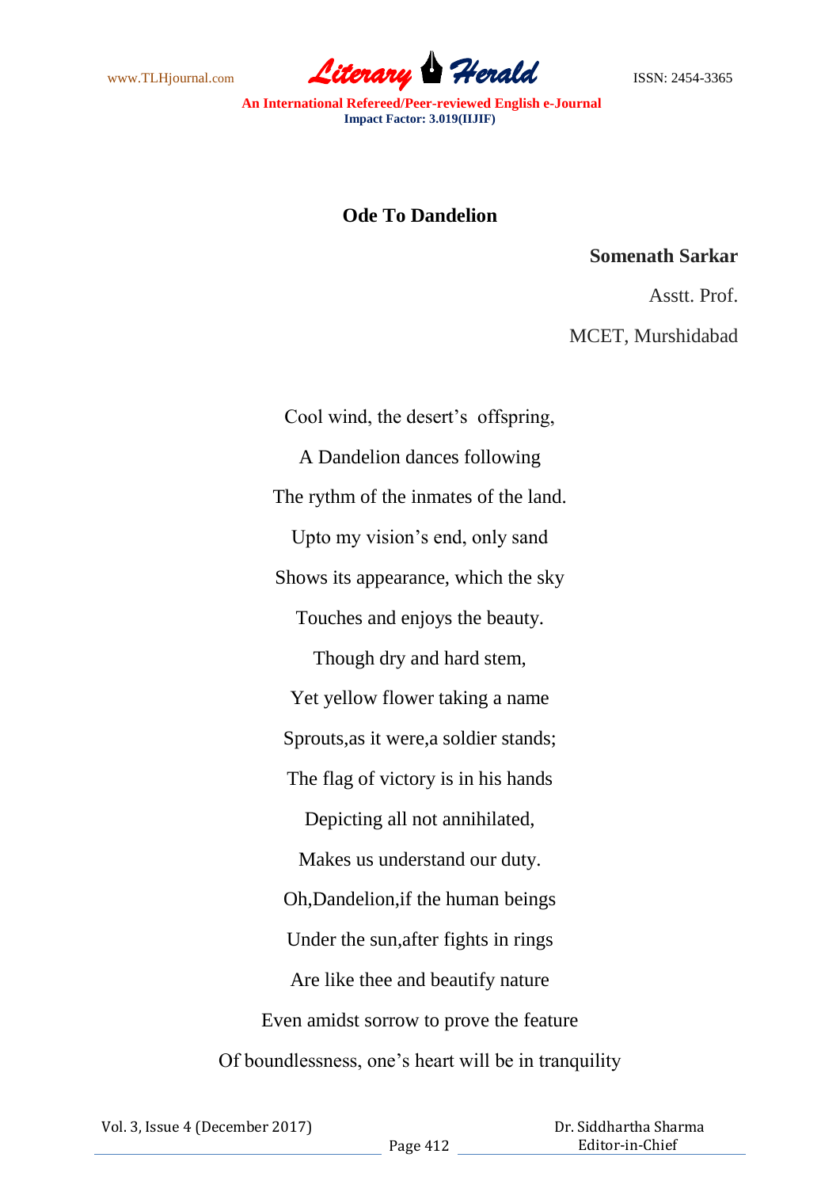# Ode To Dandelion

**Somenath Sarkar**

Asstt. Prof.

MCET, Murshidabad

Cool wind, the desert's  offspring,

A Dandelion dances following

The rythm of the inmates of the land.

Upto my vision's end, only sand

Shows its appearance, which the sky

Touches and enjoys the beauty.

Though dry and hard stem,

Yet yellow flower taking a name

Sprouts,as it were,a soldier stands;

The flag of victory is in his hands

Depicting all not annihilated,

Makes us understand our duty.

Oh,Dandelion,if the human beings

Under the sun,after fights in rings

Are like thee and beautify nature

Even amidst sorrow to prove the feature

Of boundlessness, one's heart will be in tranquility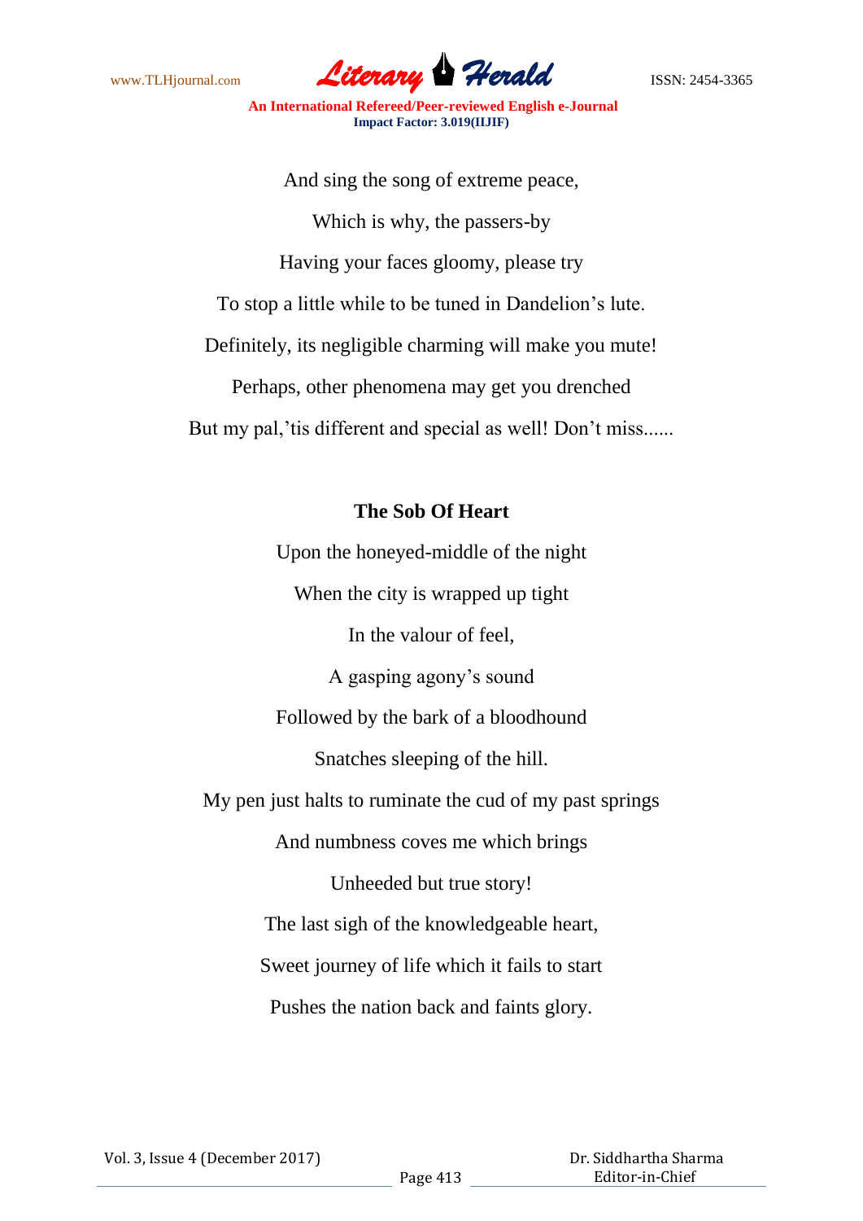And sing the song of extreme peace,

Which is why, the passers-by

Having your faces gloomy, please try

To stop a little while to be tuned in Dandelion's lute.

Definitely, its negligible charming will make you mute!

Perhaps, other phenomena may get you drenched

But my pal,'tis different and special as well! Don't miss......

## The Sob Of Heart

Upon the honeyed-middle of the night

When the city is wrapped up tight

In the valour of feel,

A gasping agony's sound

Followed by the bark of a bloodhound

Snatches sleeping of the hill.

My pen just halts to ruminate the cud of my past springs

And numbness coves me which brings

Unheeded but true story!

The last sigh of the knowledgeable heart,

Sweet journey of life which it fails to start

Pushes the nation back and faints glory.